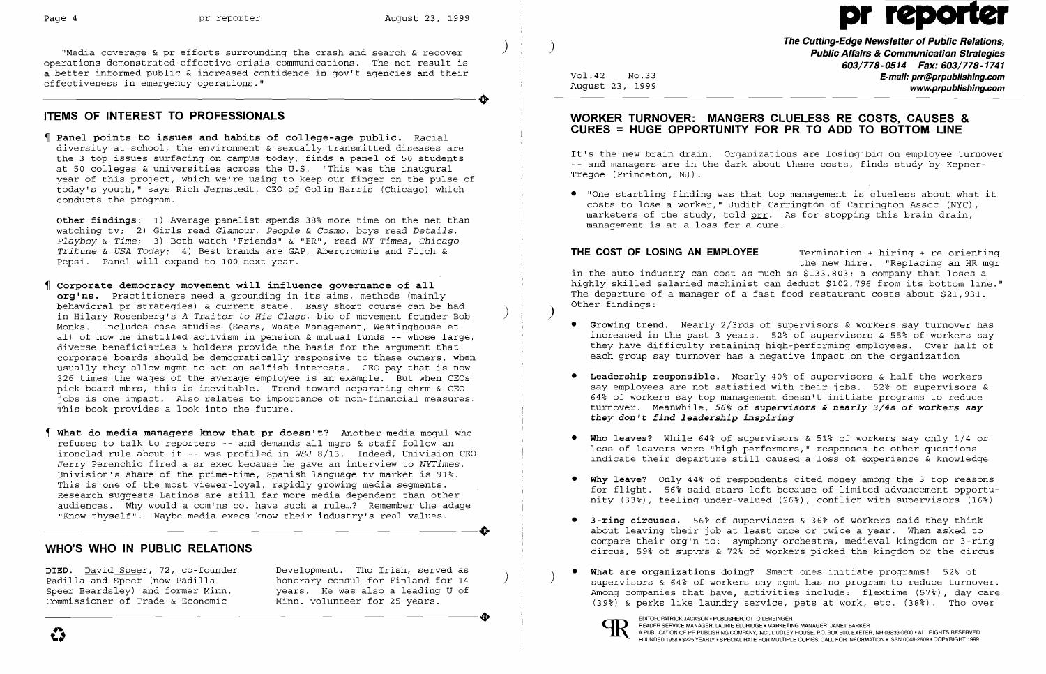"Media coverage & pr efforts surrounding the crash and search & recover operations demonstrated effective crisis communications. The net result is a better informed public & increased confidence in gov't agencies and their effectiveness in emergency operations."

## ITEMS OF INTEREST TO PROFESSIONALS

¶ **Panel points to issues and habits of college-age public.** Racial diversity at school, the environment & sexually transmitted diseases are the 3 top issues surfacing on campus today, finds a panel of 50 students at 50 colleges & universities across the U.S. "This was the inaugural year of this project, which we're using to keep our finger on the pulse of today's youth," says Rich Jernstedt, CEO of Golin Harris (Chicago) which conducts the program.

**Other findings:** 1) Average panelist spends 38% more time on the net than watching tv; 2) Girls read *Glamour, People & Cosmo*, boys read *Details, Playboy & Time;* 3) Both watch "Friends" & "ER", read *NY Times, Chicago Tribune & USA Today;* 4) Best brands are GAP, Abercrombie and Fitch & Pepsi. Panel will expand to 100 next year.

¶ **Corporate democracy movement will influence governance of all org'ns.** Practitioners need a grounding in its aims, methods (mainly behavioral pr strategies) & current state. Easy short course can be had in Hilary Rosenberg's *A Traitor to His Class*, bio of movement founder Bob Monks. Includes case studies (Sears, Waste Management, Westinghouse et al) of how he instilled activism in pension & mutual funds -- whose large, diverse beneficiaries & holders provide the basis for the argument that corporate boards should be democratically responsive to these owners, when usually they allow mgmt to act on selfish interests. CEO pay that is now 326 times the wages of the average employee is an example. But when CEOs pick board mbrs, this is inevitable. Trend toward separating chrm & CEO jobs is one impact. Also relates to importance of non-financial measures. This book provides a look into the future.

¶ **What do media managers know that pr doesn't?** Another media mogul who refuses to talk to reporters -- and demands all mgrs & staff follow an ironclad rule about it -- was profiled in *WSJ* 8/13. Indeed, Univision CEO Jerry Perenchio fired a sr exec because he gave an interview to *NYTimes*. Univision's share of the prime-time, Spanish language tv market is 91%. This is one of the most viewer-loyal, rapidly growing media segments. Research suggests Latinos are still far more media dependent than other audiences. Why would a com'ns co. have such a rule...? Remember the adage "Know thyself". Maybe media execs know their industry's real values.

## WHO'S WHO IN PUBLIC RELATIONS

**DIED.** David Speer, 72, co-founder Padilla and Speer (now Padilla Speer Beardsley) and former Minn. Commissioner of Trade & Economic Development. Tho Irish, served as honorary consul for Finland for 14 years. He was also a leading U of Minn. volunteer for 25 years.

**pr reporter**

*The Cutting-Edge Newsletter of Public Relations, Public Affairs & Communication Strategies*
603/778-0514 Fax: 603/778-1741
E-mail: prr@prpublishing.com
www.prpublishing.com

Vol.42 No.33
August 23, 1999

## WORKER TURNOVER: MANGERS CLUELESS RE COSTS, CAUSES & CURES = HUGE OPPORTUNITY FOR PR TO ADD TO BOTTOM LINE

It's the new brain drain. Organizations are losing big on employee turnover -- and managers are in the dark about these costs, finds study by Kepner-Tregoe (Princeton, NJ).

- "One startling finding was that top management is clueless about what it costs to lose a worker," Judith Carrington of Carrington Assoc (NYC), marketers of the study, told prr. As for stopping this brain drain, management is at a loss for a cure.

**THE COST OF LOSING AN EMPLOYEE** Termination + hiring + re-orienting the new hire. "Replacing an HR mgr in the auto industry can cost as much as $133,803; a company that loses a highly skilled salaried machinist can deduct $102,796 from its bottom line." The departure of a manager of a fast food restaurant costs about $21,931. Other findings:

- **Growing trend.** Nearly 2/3rds of supervisors & workers say turnover has increased in the past 3 years. 52% of supervisors & 55% of workers say they have difficulty retaining high-performing employees. Over half of each group say turnover has a negative impact on the organization

- **Leadership responsible.** Nearly 40% of supervisors & half the workers say employees are not satisfied with their jobs. 52% of supervisors & 64% of workers say top management doesn't initiate programs to reduce turnover. Meanwhile, ***56% of supervisors & nearly 3/4s of workers say they don't find leadership inspiring***

- **Who leaves?** While 64% of supervisors & 51% of workers say only 1/4 or less of leavers were "high performers," responses to other questions indicate their departure still caused a loss of experience & knowledge

- **Why leave?** Only 44% of respondents cited money among the 3 top reasons for flight. 56% said stars left because of limited advancement opportunity (33%), feeling under-valued (26%), conflict with supervisors (16%)

- **3-ring circuses.** 56% of supervisors & 36% of workers said they think about leaving their job at least once or twice a year. When asked to compare their org'n to: symphony orchestra, medieval kingdom or 3-ring circus, 59% of supvrs & 72% of workers picked the kingdom or the circus

- **What are organizations doing?** Smart ones initiate programs! 52% of supervisors & 64% of workers say mgmt has no program to reduce turnover. Among companies that have, activities include: flextime (57%), day care (39%) & perks like laundry service, pets at work, etc. (38%). Tho over

EDITOR, PATRICK JACKSON • PUBLISHER, OTTO LERBINGER
READER SERVICE MANAGER, LAURIE ELDRIDGE • MARKETING MANAGER, JANET BARKER
A PUBLICATION OF PR PUBLISHING COMPANY, INC., DUDLEY HOUSE, P.O. BOX 600, EXETER, NH 03833-0600 • ALL RIGHTS RESERVED
FOUNDED 1958 • $225 YEARLY • SPECIAL RATE FOR MULTIPLE COPIES: CALL FOR INFORMATION • ISSN 0048-2609 • COPYRIGHT 1999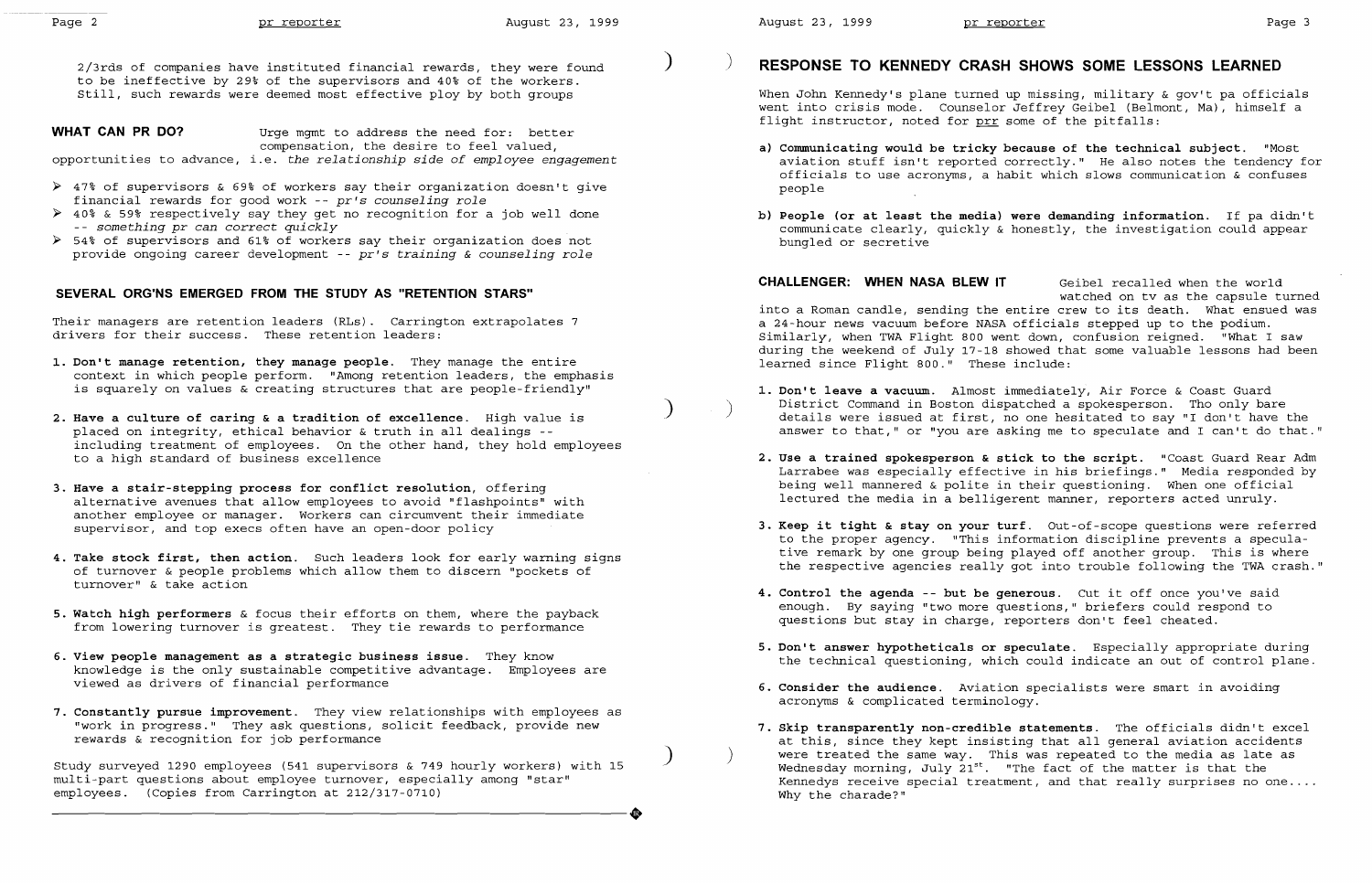2/3rds of companies have instituted financial rewards, they were found to be ineffective by 29% of the supervisors and 40% of the workers. Still, such rewards were deemed most effective ploy by both groups

**WHAT CAN PR DO?** Urge mgmt to address the need for: better compensation, the desire to feel valued, opportunities to advance, i.e. *the relationship side of employee engagement*

- 47% of supervisors & 69% of workers say their organization doesn't give financial rewards for good work -- *pr's counseling role*
- 40% & 59% respectively say they get no recognition for a job well done -- *something pr can correct quickly*
- 54% of supervisors and 61% of workers say their organization does not provide ongoing career development -- *pr's training & counseling role*

## SEVERAL ORG'NS EMERGED FROM THE STUDY AS "RETENTION STARS"

Their managers are retention leaders (RLs). Carrington extrapolates 7 drivers for their success. These retention leaders:

1. **Don't manage retention, they manage people.** They manage the entire context in which people perform. "Among retention leaders, the emphasis is squarely on values & creating structures that are people-friendly"
2. **Have a culture of caring & a tradition of excellence.** High value is placed on integrity, ethical behavior & truth in all dealings -- including treatment of employees. On the other hand, they hold employees to a high standard of business excellence
3. **Have a stair-stepping process for conflict resolution,** offering alternative avenues that allow employees to avoid "flashpoints" with another employee or manager. Workers can circumvent their immediate supervisor, and top execs often have an open-door policy
4. **Take stock first, then action.** Such leaders look for early warning signs of turnover & people problems which allow them to discern "pockets of turnover" & take action
5. **Watch high performers** & focus their efforts on them, where the payback from lowering turnover is greatest. They tie rewards to performance
6. **View people management as a strategic business issue.** They know knowledge is the only sustainable competitive advantage. Employees are viewed as drivers of financial performance
7. **Constantly pursue improvement.** They view relationships with employees as "work in progress." They ask questions, solicit feedback, provide new rewards & recognition for job performance

Study surveyed 1290 employees (541 supervisors & 749 hourly workers) with 15 multi-part questions about employee turnover, especially among "star" employees. (Copies from Carrington at 212/317-0710)

## RESPONSE TO KENNEDY CRASH SHOWS SOME LESSONS LEARNED

When John Kennedy's plane turned up missing, military & gov't pa officials went into crisis mode. Counselor Jeffrey Geibel (Belmont, Ma), himself a flight instructor, noted for prr some of the pitfalls:

a) **Communicating would be tricky because of the technical subject.** "Most aviation stuff isn't reported correctly." He also notes the tendency for officials to use acronyms, a habit which slows communication & confuses people

b) **People (or at least the media) were demanding information.** If pa didn't communicate clearly, quickly & honestly, the investigation could appear bungled or secretive

**CHALLENGER: WHEN NASA BLEW IT** Geibel recalled when the world watched on tv as the capsule turned into a Roman candle, sending the entire crew to its death. What ensued was a 24-hour news vacuum before NASA officials stepped up to the podium. Similarly, when TWA Flight 800 went down, confusion reigned. "What I saw during the weekend of July 17-18 showed that some valuable lessons had been learned since Flight 800." These include:

1. **Don't leave a vacuum.** Almost immediately, Air Force & Coast Guard District Command in Boston dispatched a spokesperson. Tho only bare details were issued at first, no one hesitated to say "I don't have the answer to that," or "you are asking me to speculate and I can't do that."
2. **Use a trained spokesperson & stick to the script.** "Coast Guard Rear Adm Larrabee was especially effective in his briefings." Media responded by being well mannered & polite in their questioning. When one official lectured the media in a belligerent manner, reporters acted unruly.
3. **Keep it tight & stay on your turf.** Out-of-scope questions were referred to the proper agency. "This information discipline prevents a speculative remark by one group being played off another group. This is where the respective agencies really got into trouble following the TWA crash."
4. **Control the agenda -- but be generous.** Cut it off once you've said enough. By saying "two more questions," briefers could respond to questions but stay in charge, reporters don't feel cheated.
5. **Don't answer hypotheticals or speculate.** Especially appropriate during the technical questioning, which could indicate an out of control plane.
6. **Consider the audience.** Aviation specialists were smart in avoiding acronyms & complicated terminology.
7. **Skip transparently non-credible statements.** The officials didn't excel at this, since they kept insisting that all general aviation accidents were treated the same way. This was repeated to the media as late as Wednesday morning, July 21st. "The fact of the matter is that the Kennedys receive special treatment, and that really surprises no one.... Why the charade?"